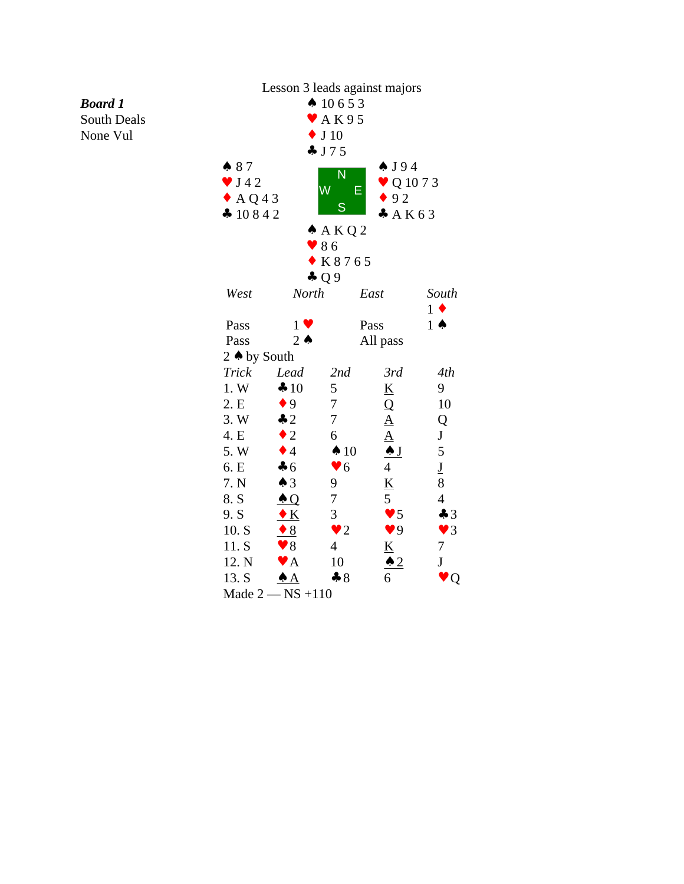Lesson 3 leads against majors

***Board 1***
South Deals
None Vul

**North**
♠ 10 6 5 3
♥ A K 9 5
♦ J 10
♣ J 7 5

**West**
♠ 8 7
♥ J 4 2
♦ A Q 4 3
♣ 10 8 4 2

**East**
♠ J 9 4
♥ Q 10 7 3
♦ 9 2
♣ A K 6 3

**South**
♠ A K Q 2
♥ 8 6
♦ K 8 7 6 5
♣ Q 9

| *West* | *North* | *East* | *South* |
|---|---|---|---|
| | | | 1 ♦ |
| Pass | 1 ♥ | Pass | 1 ♠ |
| Pass | 2 ♠ | All pass | |

2 ♠ by South

| *Trick* | *Lead* | *2nd* | *3rd* | *4th* |
|---|---|---|---|---|
| 1. W | ♣10 | 5 | K | 9 |
| 2. E | ♦9 | 7 | Q | 10 |
| 3. W | ♣2 | 7 | A | Q |
| 4. E | ♦2 | 6 | A | J |
| 5. W | ♦4 | ♠10 | ♠J | 5 |
| 6. E | ♣6 | ♥6 | 4 | J |
| 7. N | ♠3 | 9 | K | 8 |
| 8. S | ♠Q | 7 | 5 | 4 |
| 9. S | ♦K | 3 | ♥5 | ♣3 |
| 10. S | ♦8 | ♥2 | ♥9 | ♥3 |
| 11. S | ♥8 | 4 | K | 7 |
| 12. N | ♥A | 10 | ♠2 | J |
| 13. S | ♠A | ♣8 | 6 | ♥Q |

Made 2 — NS +110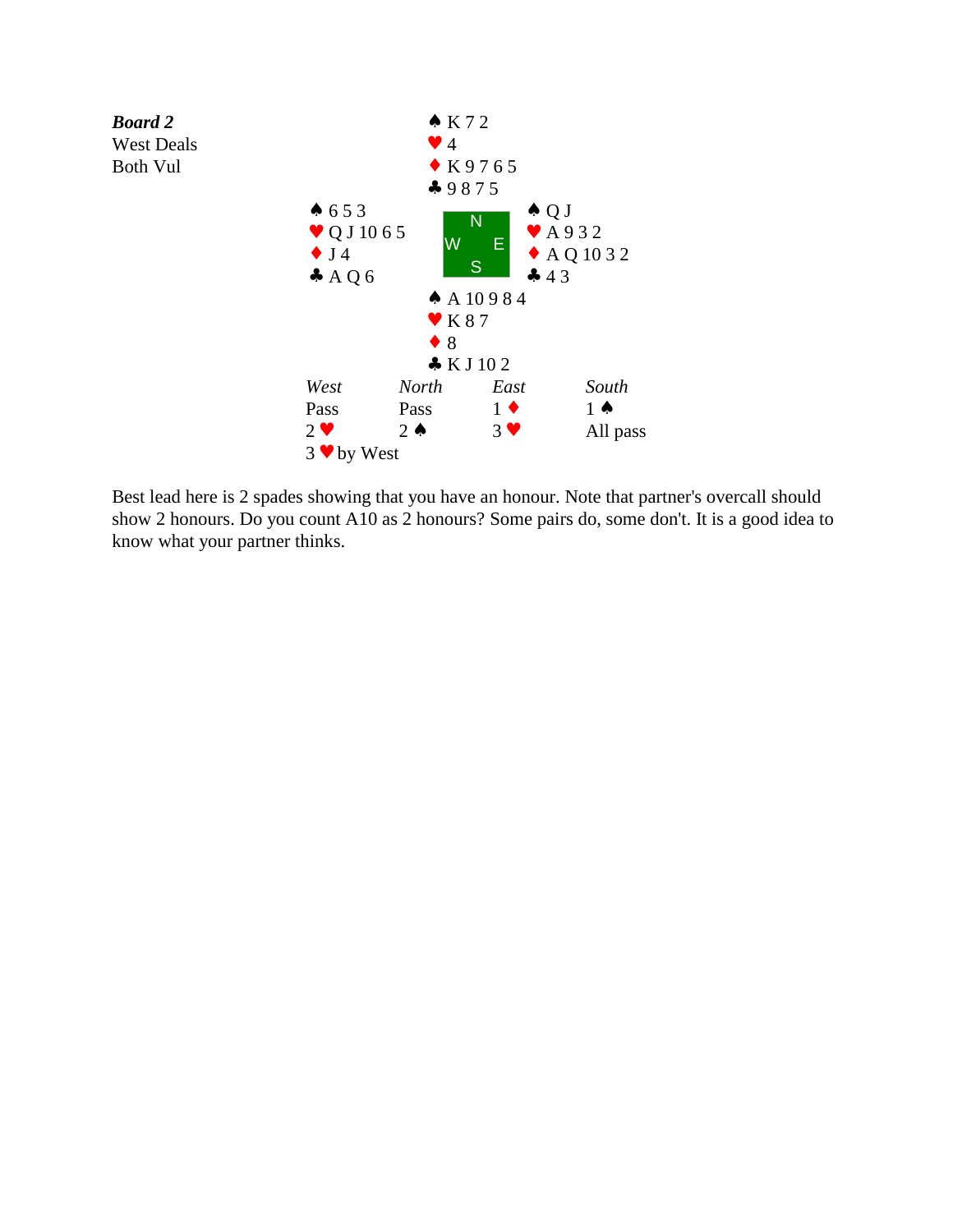***Board 2***
West Deals
Both Vul

| | North | |
|---|---|---|
| | ♠ K 7 2<br>♥ 4<br>♦ K 9 7 6 5<br>♣ 9 8 7 5 | |
| **West**<br>♠ 6 5 3<br>♥ Q J 10 6 5<br>♦ J 4<br>♣ A Q 6 | | **East**<br>♠ Q J<br>♥ A 9 3 2<br>♦ A Q 10 3 2<br>♣ 4 3 |
| | **South**<br>♠ A 10 9 8 4<br>♥ K 8 7<br>♦ 8<br>♣ K J 10 2 | |

| *West* | *North* | *East* | *South* |
|---|---|---|---|
| Pass | Pass | 1 ♦ | 1 ♠ |
| 2 ♥ | 2 ♠ | 3 ♥ | All pass |

3 ♥ by West

Best lead here is 2 spades showing that you have an honour. Note that partner's overcall should show 2 honours. Do you count A10 as 2 honours? Some pairs do, some don't. It is a good idea to know what your partner thinks.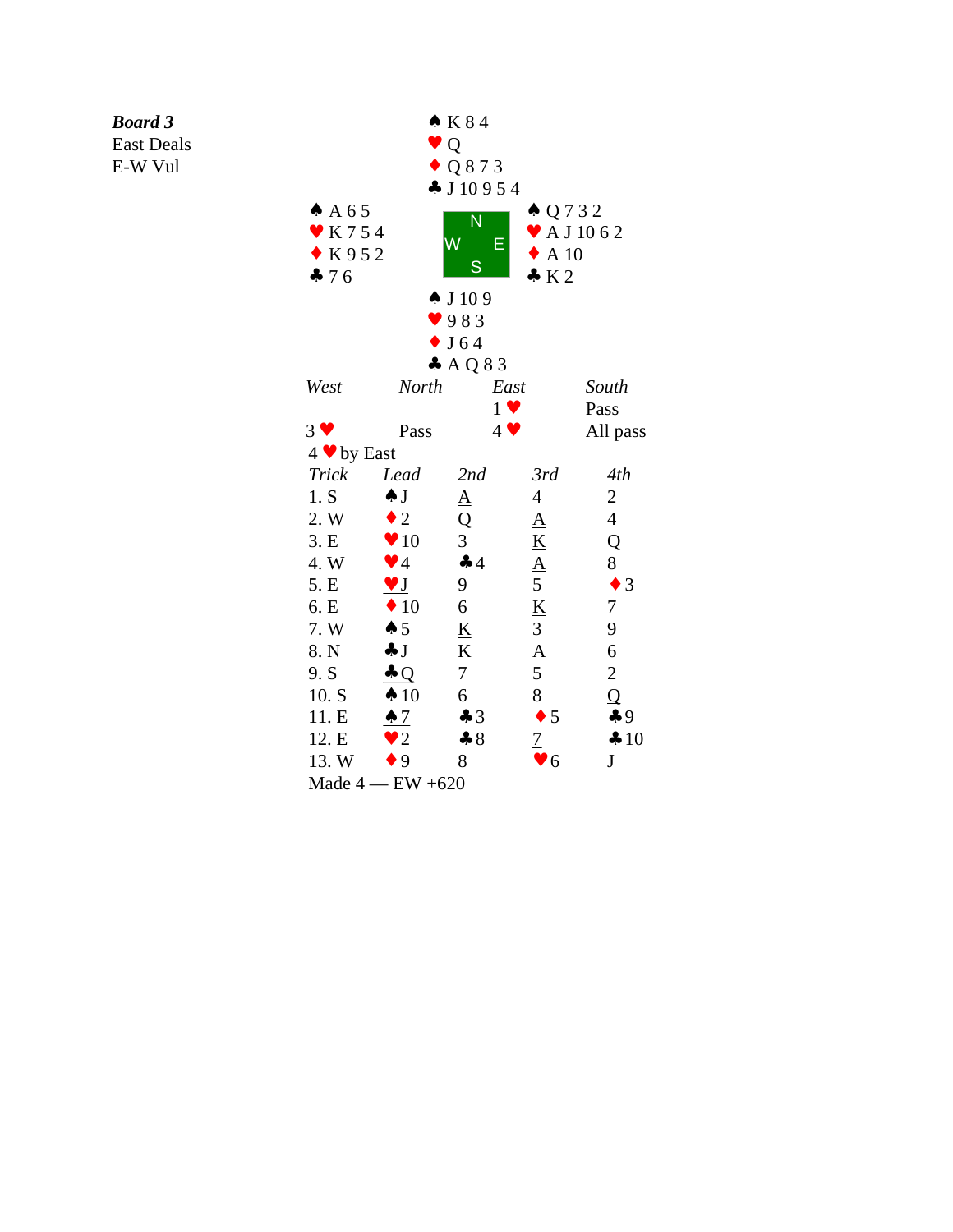***Board 3***
East Deals
E-W Vul

**North**
♠ K 8 4
♥ Q
♦ Q 8 7 3
♣ J 10 9 5 4

**West**
♠ A 6 5
♥ K 7 5 4
♦ K 9 5 2
♣ 7 6

**East**
♠ Q 7 3 2
♥ A J 10 6 2
♦ A 10
♣ K 2

**South**
♠ J 10 9
♥ 9 8 3
♦ J 6 4
♣ A Q 8 3

| *West* | *North* | *East* | *South* |
|---|---|---|---|
| | | 1 ♥ | Pass |
| 3 ♥ | Pass | 4 ♥ | All pass |

4 ♥ by East

| *Trick* | *Lead* | *2nd* | *3rd* | *4th* |
|---|---|---|---|---|
| 1. S | ♠ J | A | 4 | 2 |
| 2. W | ♦ 2 | Q | A | 4 |
| 3. E | ♥ 10 | 3 | K | Q |
| 4. W | ♥ 4 | ♣ 4 | A | 8 |
| 5. E | ♥ J | 9 | 5 | ♦ 3 |
| 6. E | ♦ 10 | 6 | K | 7 |
| 7. W | ♠ 5 | K | 3 | 9 |
| 8. N | ♣ J | K | A | 6 |
| 9. S | ♣ Q | 7 | 5 | 2 |
| 10. S | ♠ 10 | 6 | 8 | Q |
| 11. E | ♠ 7 | ♣ 3 | ♦ 5 | ♣ 9 |
| 12. E | ♥ 2 | ♣ 8 | 7 | ♣ 10 |
| 13. W | ♦ 9 | 8 | ♥ 6 | J |

Made 4 — EW +620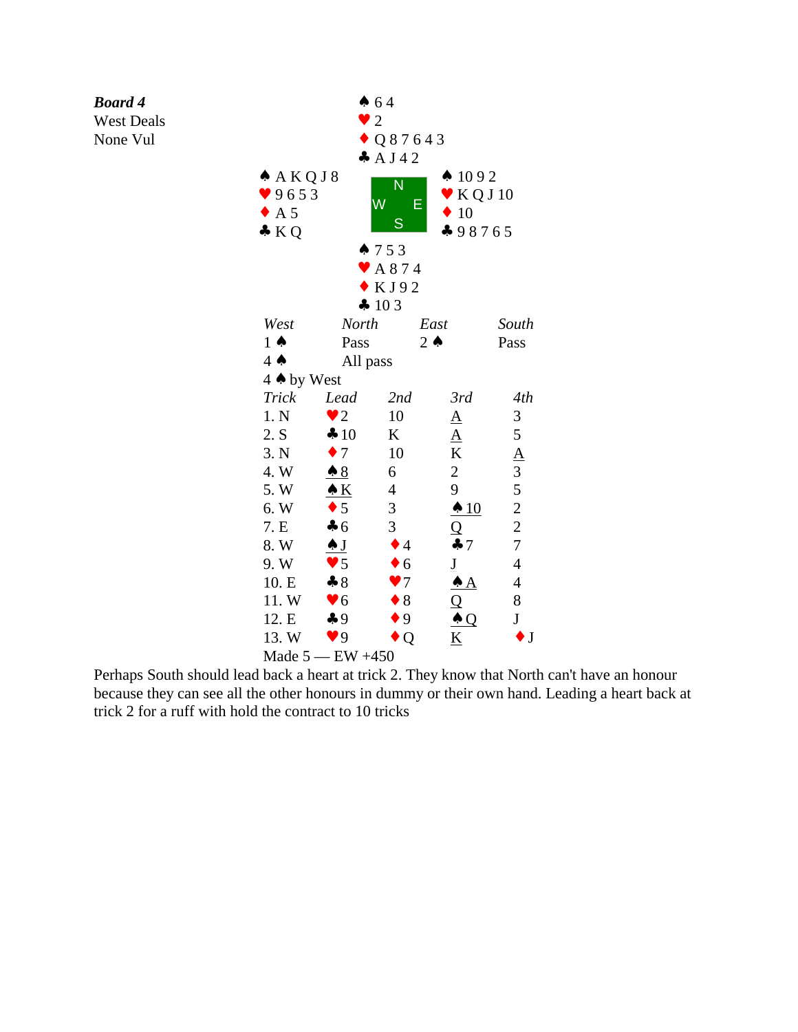***Board 4***
West Deals
None Vul

| | | |
|---|---|---|
| | ♠ 6 4<br>♥ 2<br>♦ Q 8 7 6 4 3<br>♣ A J 4 2 | |
| ♠ A K Q J 8<br>♥ 9 6 5 3<br>♦ A 5<br>♣ K Q | N / W E / S | ♠ 10 9 2<br>♥ K Q J 10<br>♦ 10<br>♣ 9 8 7 6 5 |
| | ♠ 7 5 3<br>♥ A 8 7 4<br>♦ K J 9 2<br>♣ 10 3 | |

| *West* | *North* | *East* | *South* |
|---|---|---|---|
| 1 ♠ | Pass | 2 ♠ | Pass |
| 4 ♠ | All pass | | |

4 ♠ by West

| *Trick* | *Lead* | *2nd* | *3rd* | *4th* |
|---|---|---|---|---|
| 1. N | ♥2 | 10 | A | 3 |
| 2. S | ♣10 | K | A | 5 |
| 3. N | ♦7 | 10 | K | A |
| 4. W | ♠8 | 6 | 2 | 3 |
| 5. W | ♠K | 4 | 9 | 5 |
| 6. W | ♦5 | 3 | ♠10 | 2 |
| 7. E | ♣6 | 3 | Q | 2 |
| 8. W | ♠J | ♦4 | ♣7 | 7 |
| 9. W | ♥5 | ♦6 | J | 4 |
| 10. E | ♣8 | ♥7 | ♠A | 4 |
| 11. W | ♥6 | ♦8 | Q | 8 |
| 12. E | ♣9 | ♦9 | ♠Q | J |
| 13. W | ♥9 | ♦Q | K | ♦J |

Made 5 — EW +450

Perhaps South should lead back a heart at trick 2. They know that North can't have an honour because they can see all the other honours in dummy or their own hand. Leading a heart back at trick 2 for a ruff with hold the contract to 10 tricks